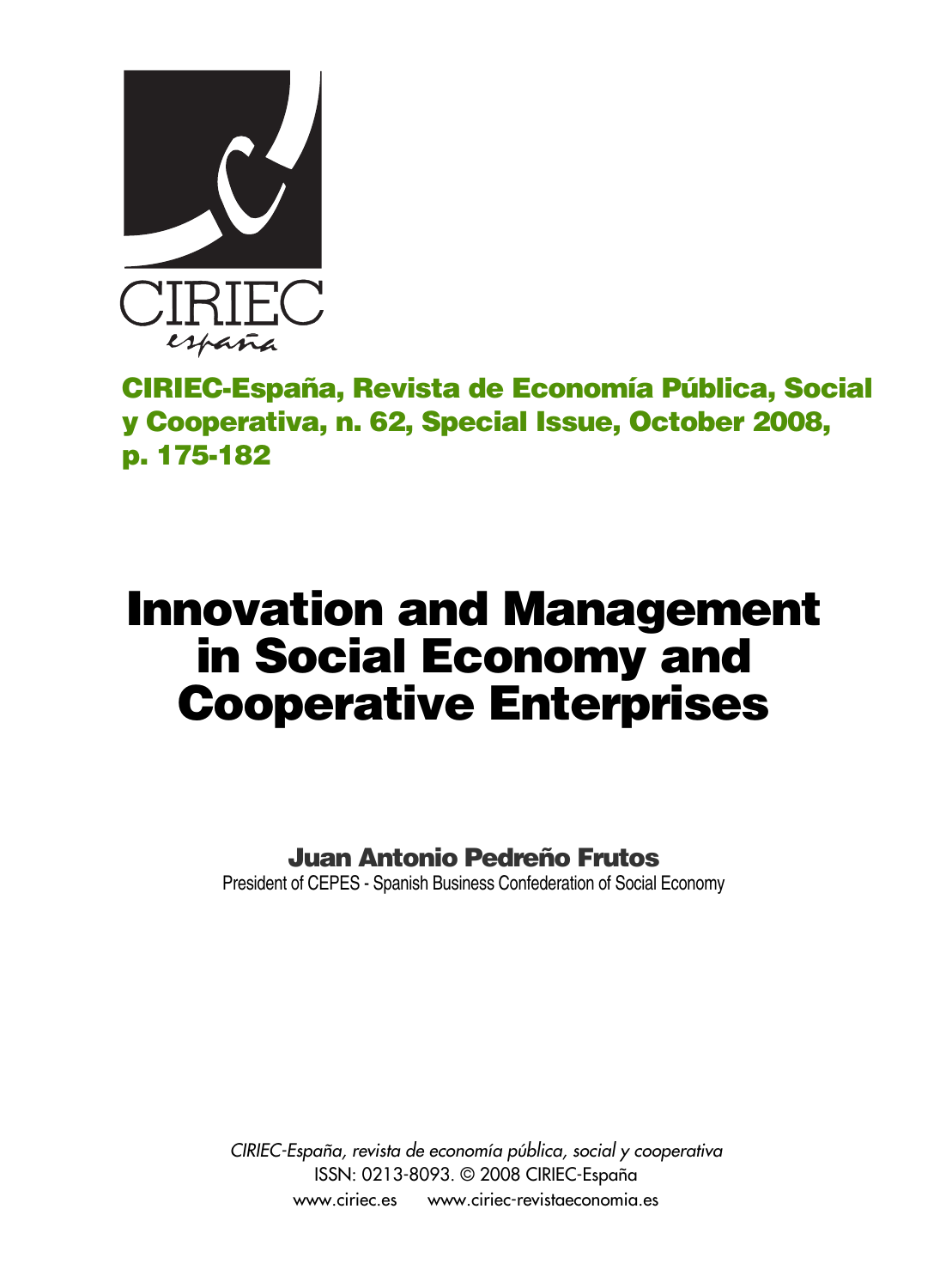**CIRIEC-España, Revista de Economía Pública, Social y Cooperativa, n. 62, Special Issue, October 2008, p. 175-182**

# Innovation and Management in Social Economy and Cooperative Enterprises

**Juan Antonio Pedreño Frutos**
President of CEPES - Spanish Business Confederation of Social Economy

*CIRIEC-España, revista de economía pública, social y cooperativa*
ISSN: 0213-8093. © 2008 CIRIEC-España
www.ciriec.es www.ciriec-revistaeconomia.es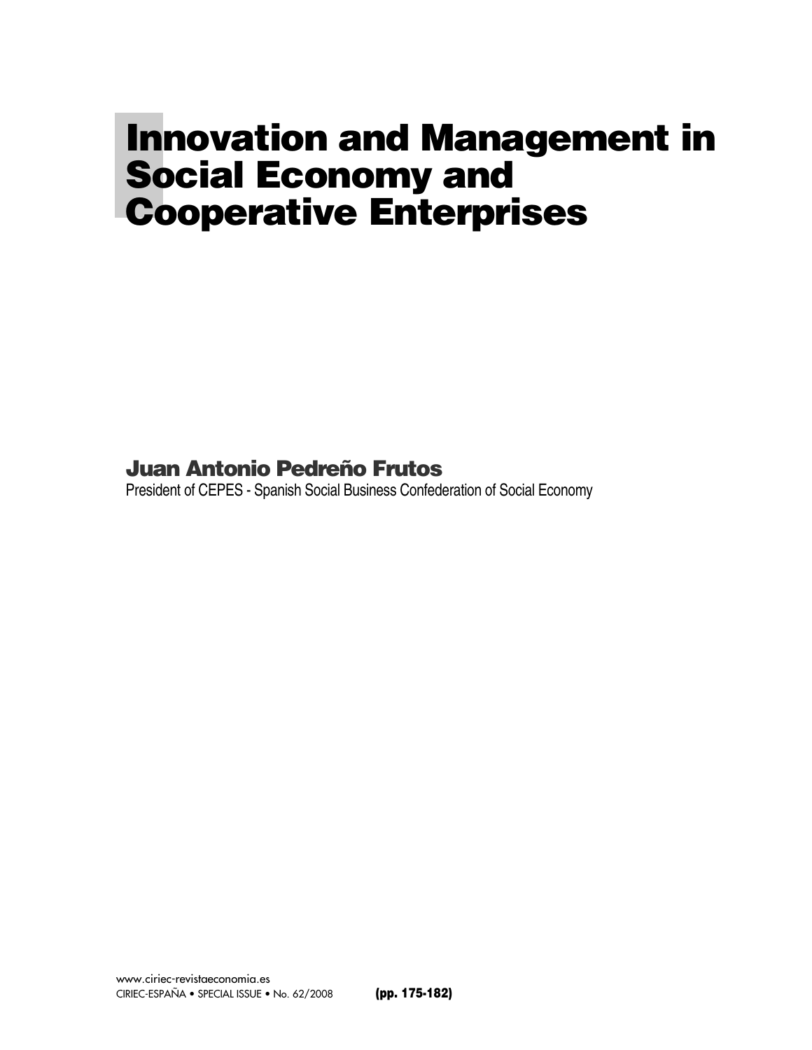# Innovation and Management in Social Economy and Cooperative Enterprises

**Juan Antonio Pedreño Frutos**

President of CEPES - Spanish Social Business Confederation of Social Economy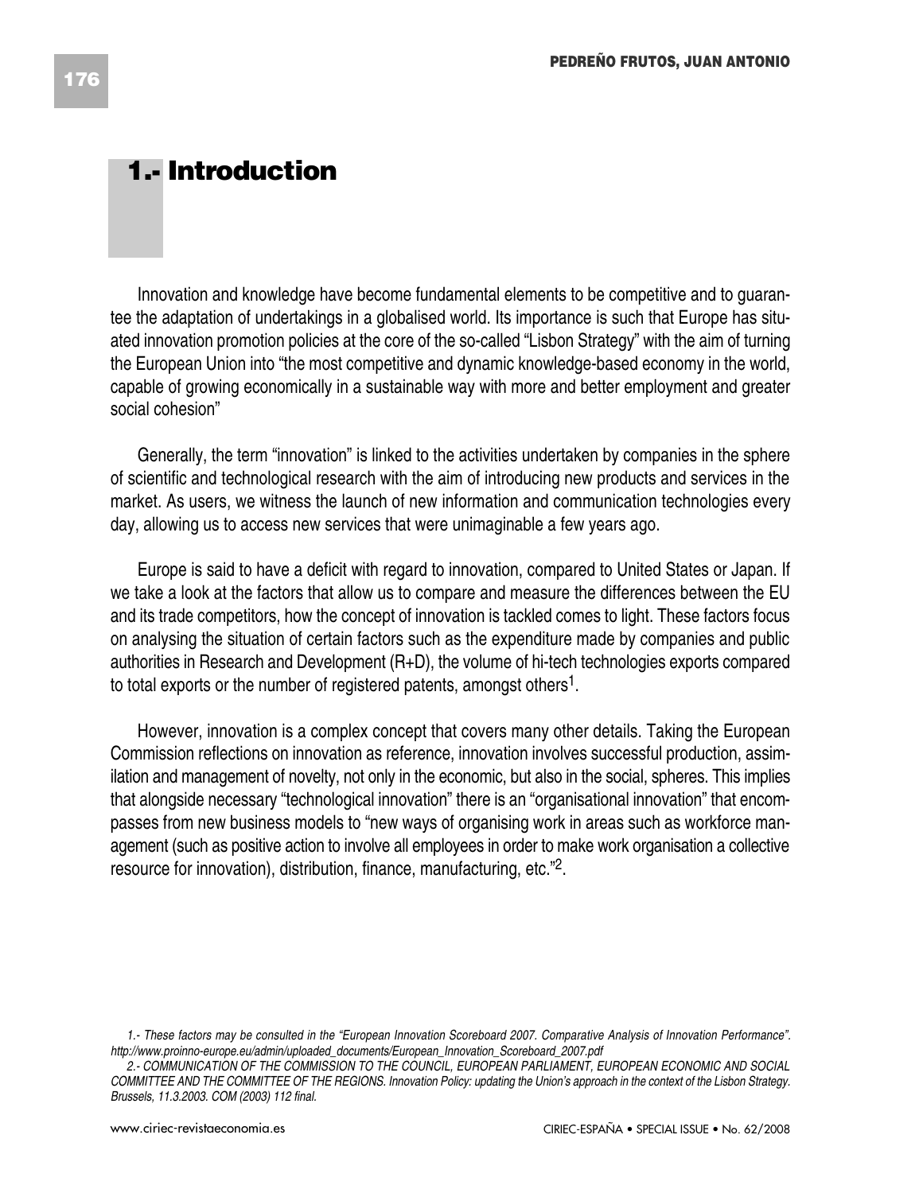# 1.- Introduction

Innovation and knowledge have become fundamental elements to be competitive and to guarantee the adaptation of undertakings in a globalised world. Its importance is such that Europe has situated innovation promotion policies at the core of the so-called "Lisbon Strategy" with the aim of turning the European Union into "the most competitive and dynamic knowledge-based economy in the world, capable of growing economically in a sustainable way with more and better employment and greater social cohesion"

Generally, the term "innovation" is linked to the activities undertaken by companies in the sphere of scientific and technological research with the aim of introducing new products and services in the market. As users, we witness the launch of new information and communication technologies every day, allowing us to access new services that were unimaginable a few years ago.

Europe is said to have a deficit with regard to innovation, compared to United States or Japan. If we take a look at the factors that allow us to compare and measure the differences between the EU and its trade competitors, how the concept of innovation is tackled comes to light. These factors focus on analysing the situation of certain factors such as the expenditure made by companies and public authorities in Research and Development (R+D), the volume of hi-tech technologies exports compared to total exports or the number of registered patents, amongst others[1].

However, innovation is a complex concept that covers many other details. Taking the European Commission reflections on innovation as reference, innovation involves successful production, assimilation and management of novelty, not only in the economic, but also in the social, spheres. This implies that alongside necessary "technological innovation" there is an "organisational innovation" that encompasses from new business models to "new ways of organising work in areas such as workforce management (such as positive action to involve all employees in order to make work organisation a collective resource for innovation), distribution, finance, manufacturing, etc."[2].

*1.- These factors may be consulted in the "European Innovation Scoreboard 2007. Comparative Analysis of Innovation Performance". http://www.proinno-europe.eu/admin/uploaded_documents/European_Innovation_Scoreboard_2007.pdf*

*2.- COMMUNICATION OF THE COMMISSION TO THE COUNCIL, EUROPEAN PARLIAMENT, EUROPEAN ECONOMIC AND SOCIAL COMMITTEE AND THE COMMITTEE OF THE REGIONS. Innovation Policy: updating the Union's approach in the context of the Lisbon Strategy. Brussels, 11.3.2003. COM (2003) 112 final.*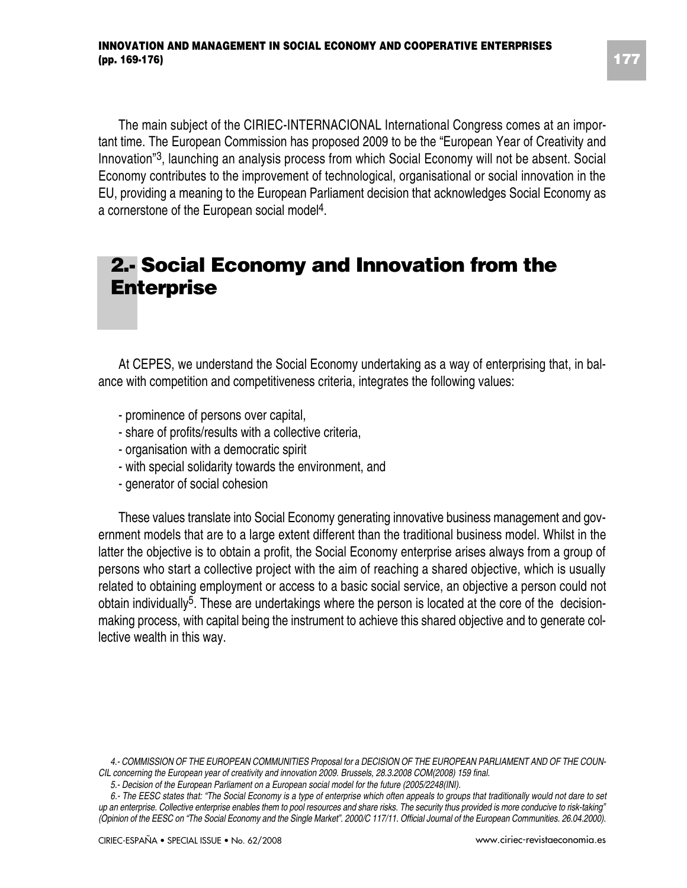The main subject of the CIRIEC-INTERNACIONAL International Congress comes at an important time. The European Commission has proposed 2009 to be the "European Year of Creativity and Innovation"[3], launching an analysis process from which Social Economy will not be absent. Social Economy contributes to the improvement of technological, organisational or social innovation in the EU, providing a meaning to the European Parliament decision that acknowledges Social Economy as a cornerstone of the European social model[4].

## 2.- Social Economy and Innovation from the Enterprise

At CEPES, we understand the Social Economy undertaking as a way of enterprising that, in balance with competition and competitiveness criteria, integrates the following values:

- prominence of persons over capital,
- share of profits/results with a collective criteria,
- organisation with a democratic spirit
- with special solidarity towards the environment, and
- generator of social cohesion

These values translate into Social Economy generating innovative business management and government models that are to a large extent different than the traditional business model. Whilst in the latter the objective is to obtain a profit, the Social Economy enterprise arises always from a group of persons who start a collective project with the aim of reaching a shared objective, which is usually related to obtaining employment or access to a basic social service, an objective a person could not obtain individually[5]. These are undertakings where the person is located at the core of the decision-making process, with capital being the instrument to achieve this shared objective and to generate collective wealth in this way.

*4.- COMMISSION OF THE EUROPEAN COMMUNITIES Proposal for a DECISION OF THE EUROPEAN PARLIAMENT AND OF THE COUNCIL concerning the European year of creativity and innovation 2009. Brussels, 28.3.2008 COM(2008) 159 final.*

*5.- Decision of the European Parliament on a European social model for the future (2005/2248(INI).*

*6.- The EESC states that: "The Social Economy is a type of enterprise which often appeals to groups that traditionally would not dare to set up an enterprise. Collective enterprise enables them to pool resources and share risks. The security thus provided is more conducive to risk-taking" (Opinion of the EESC on "The Social Economy and the Single Market". 2000/C 117/11. Official Journal of the European Communities. 26.04.2000).*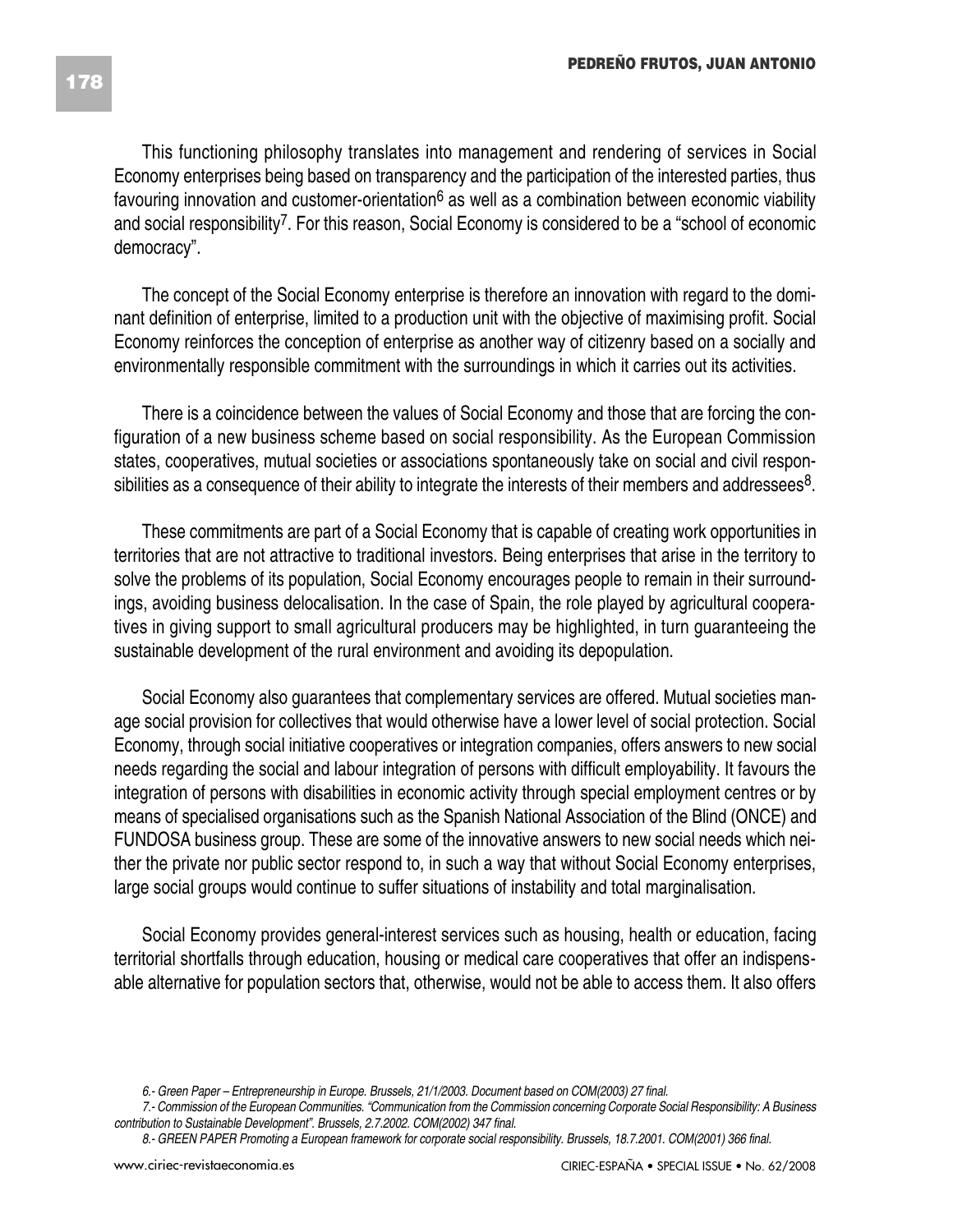This functioning philosophy translates into management and rendering of services in Social Economy enterprises being based on transparency and the participation of the interested parties, thus favouring innovation and customer-orientation[6] as well as a combination between economic viability and social responsibility[7]. For this reason, Social Economy is considered to be a "school of economic democracy".

The concept of the Social Economy enterprise is therefore an innovation with regard to the dominant definition of enterprise, limited to a production unit with the objective of maximising profit. Social Economy reinforces the conception of enterprise as another way of citizenry based on a socially and environmentally responsible commitment with the surroundings in which it carries out its activities.

There is a coincidence between the values of Social Economy and those that are forcing the configuration of a new business scheme based on social responsibility. As the European Commission states, cooperatives, mutual societies or associations spontaneously take on social and civil responsibilities as a consequence of their ability to integrate the interests of their members and addressees[8].

These commitments are part of a Social Economy that is capable of creating work opportunities in territories that are not attractive to traditional investors. Being enterprises that arise in the territory to solve the problems of its population, Social Economy encourages people to remain in their surroundings, avoiding business delocalisation. In the case of Spain, the role played by agricultural cooperatives in giving support to small agricultural producers may be highlighted, in turn guaranteeing the sustainable development of the rural environment and avoiding its depopulation.

Social Economy also guarantees that complementary services are offered. Mutual societies manage social provision for collectives that would otherwise have a lower level of social protection. Social Economy, through social initiative cooperatives or integration companies, offers answers to new social needs regarding the social and labour integration of persons with difficult employability. It favours the integration of persons with disabilities in economic activity through special employment centres or by means of specialised organisations such as the Spanish National Association of the Blind (ONCE) and FUNDOSA business group. These are some of the innovative answers to new social needs which neither the private nor public sector respond to, in such a way that without Social Economy enterprises, large social groups would continue to suffer situations of instability and total marginalisation.

Social Economy provides general-interest services such as housing, health or education, facing territorial shortfalls through education, housing or medical care cooperatives that offer an indispensable alternative for population sectors that, otherwise, would not be able to access them. It also offers

*6.- Green Paper – Entrepreneurship in Europe. Brussels, 21/1/2003. Document based on COM(2003) 27 final.*

*7.- Commission of the European Communities. "Communication from the Commission concerning Corporate Social Responsibility: A Business contribution to Sustainable Development". Brussels, 2.7.2002. COM(2002) 347 final.*

*8.- GREEN PAPER Promoting a European framework for corporate social responsibility. Brussels, 18.7.2001. COM(2001) 366 final.*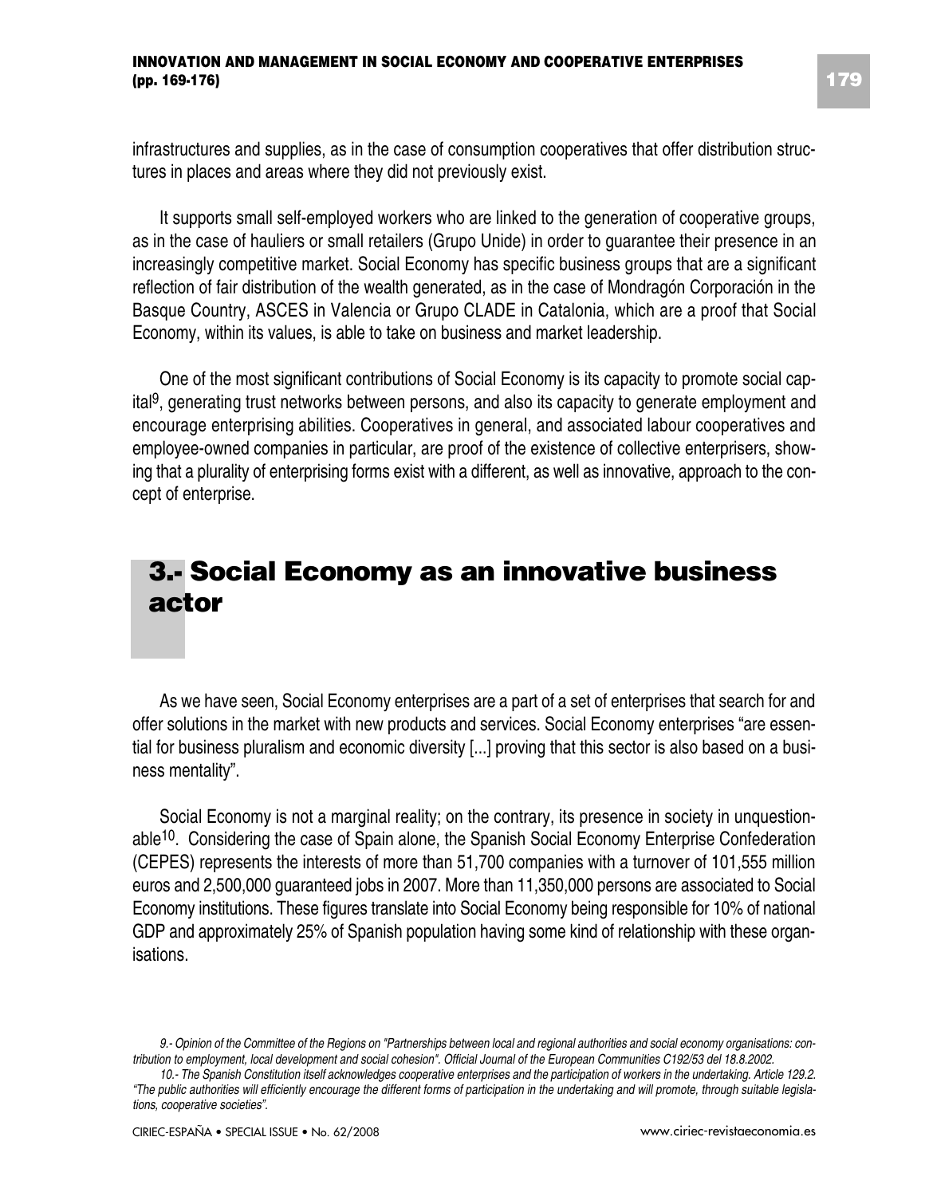infrastructures and supplies, as in the case of consumption cooperatives that offer distribution structures in places and areas where they did not previously exist.

It supports small self-employed workers who are linked to the generation of cooperative groups, as in the case of hauliers or small retailers (Grupo Unide) in order to guarantee their presence in an increasingly competitive market. Social Economy has specific business groups that are a significant reflection of fair distribution of the wealth generated, as in the case of Mondragón Corporación in the Basque Country, ASCES in Valencia or Grupo CLADE in Catalonia, which are a proof that Social Economy, within its values, is able to take on business and market leadership.

One of the most significant contributions of Social Economy is its capacity to promote social capital[9], generating trust networks between persons, and also its capacity to generate employment and encourage enterprising abilities. Cooperatives in general, and associated labour cooperatives and employee-owned companies in particular, are proof of the existence of collective enterprisers, showing that a plurality of enterprising forms exist with a different, as well as innovative, approach to the concept of enterprise.

## 3.- Social Economy as an innovative business actor

As we have seen, Social Economy enterprises are a part of a set of enterprises that search for and offer solutions in the market with new products and services. Social Economy enterprises "are essential for business pluralism and economic diversity [...] proving that this sector is also based on a business mentality".

Social Economy is not a marginal reality; on the contrary, its presence in society in unquestionable[10]. Considering the case of Spain alone, the Spanish Social Economy Enterprise Confederation (CEPES) represents the interests of more than 51,700 companies with a turnover of 101,555 million euros and 2,500,000 guaranteed jobs in 2007. More than 11,350,000 persons are associated to Social Economy institutions. These figures translate into Social Economy being responsible for 10% of national GDP and approximately 25% of Spanish population having some kind of relationship with these organisations.

*9.- Opinion of the Committee of the Regions on "Partnerships between local and regional authorities and social economy organisations: contribution to employment, local development and social cohesion". Official Journal of the European Communities C192/53 del 18.8.2002.*

*10.- The Spanish Constitution itself acknowledges cooperative enterprises and the participation of workers in the undertaking. Article 129.2. "The public authorities will efficiently encourage the different forms of participation in the undertaking and will promote, through suitable legislations, cooperative societies".*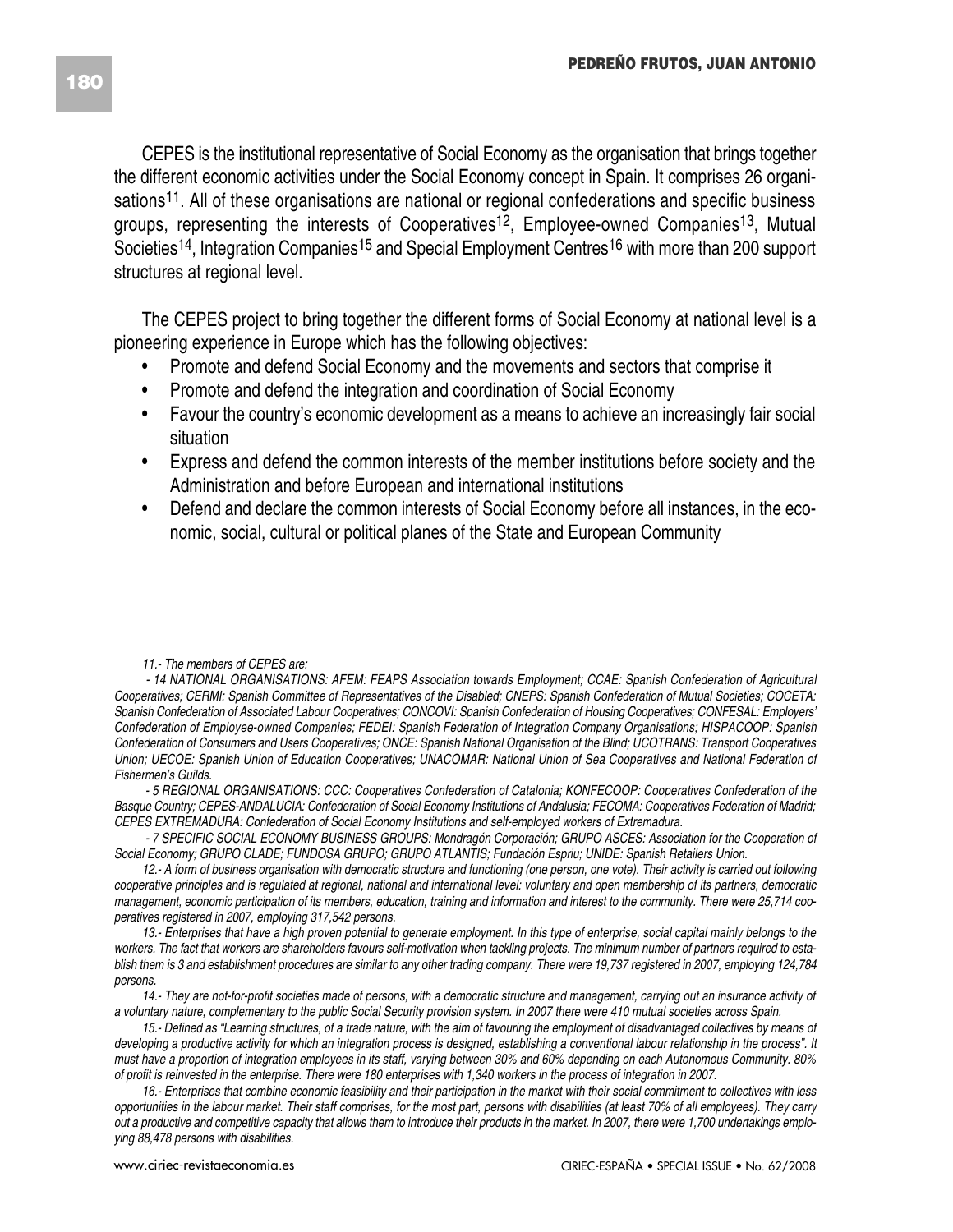CEPES is the institutional representative of Social Economy as the organisation that brings together the different economic activities under the Social Economy concept in Spain. It comprises 26 organisations[11]. All of these organisations are national or regional confederations and specific business groups, representing the interests of Cooperatives[12], Employee-owned Companies[13], Mutual Societies[14], Integration Companies[15] and Special Employment Centres[16] with more than 200 support structures at regional level.

The CEPES project to bring together the different forms of Social Economy at national level is a pioneering experience in Europe which has the following objectives:

- Promote and defend Social Economy and the movements and sectors that comprise it
- Promote and defend the integration and coordination of Social Economy
- Favour the country's economic development as a means to achieve an increasingly fair social situation
- Express and defend the common interests of the member institutions before society and the Administration and before European and international institutions
- Defend and declare the common interests of Social Economy before all instances, in the economic, social, cultural or political planes of the State and European Community

*11.- The members of CEPES are:*

*- 14 NATIONAL ORGANISATIONS: AFEM: FEAPS Association towards Employment; CCAE: Spanish Confederation of Agricultural Cooperatives; CERMI: Spanish Committee of Representatives of the Disabled; CNEPS: Spanish Confederation of Mutual Societies; COCETA: Spanish Confederation of Associated Labour Cooperatives; CONCOVI: Spanish Confederation of Housing Cooperatives; CONFESAL: Employers' Confederation of Employee-owned Companies; FEDEI: Spanish Federation of Integration Company Organisations; HISPACOOP: Spanish Confederation of Consumers and Users Cooperatives; ONCE: Spanish National Organisation of the Blind; UCOTRANS: Transport Cooperatives Union; UECOE: Spanish Union of Education Cooperatives; UNACOMAR: National Union of Sea Cooperatives and National Federation of Fishermen's Guilds.*

*- 5 REGIONAL ORGANISATIONS: CCC: Cooperatives Confederation of Catalonia; KONFECOOP: Cooperatives Confederation of the Basque Country; CEPES-ANDALUCIA: Confederation of Social Economy Institutions of Andalusia; FECOMA: Cooperatives Federation of Madrid; CEPES EXTREMADURA: Confederation of Social Economy Institutions and self-employed workers of Extremadura.*

*- 7 SPECIFIC SOCIAL ECONOMY BUSINESS GROUPS: Mondragón Corporación; GRUPO ASCES: Association for the Cooperation of Social Economy; GRUPO CLADE; FUNDOSA GRUPO; GRUPO ATLANTIS; Fundación Espriu; UNIDE: Spanish Retailers Union.*

*12.- A form of business organisation with democratic structure and functioning (one person, one vote). Their activity is carried out following cooperative principles and is regulated at regional, national and international level: voluntary and open membership of its partners, democratic management, economic participation of its members, education, training and information and interest to the community. There were 25,714 cooperatives registered in 2007, employing 317,542 persons.*

*13.- Enterprises that have a high proven potential to generate employment. In this type of enterprise, social capital mainly belongs to the workers. The fact that workers are shareholders favours self-motivation when tackling projects. The minimum number of partners required to establish them is 3 and establishment procedures are similar to any other trading company. There were 19,737 registered in 2007, employing 124,784 persons.*

*14.- They are not-for-profit societies made of persons, with a democratic structure and management, carrying out an insurance activity of a voluntary nature, complementary to the public Social Security provision system. In 2007 there were 410 mutual societies across Spain.*

*15.- Defined as "Learning structures, of a trade nature, with the aim of favouring the employment of disadvantaged collectives by means of developing a productive activity for which an integration process is designed, establishing a conventional labour relationship in the process". It must have a proportion of integration employees in its staff, varying between 30% and 60% depending on each Autonomous Community. 80% of profit is reinvested in the enterprise. There were 180 enterprises with 1,340 workers in the process of integration in 2007.*

*16.- Enterprises that combine economic feasibility and their participation in the market with their social commitment to collectives with less opportunities in the labour market. Their staff comprises, for the most part, persons with disabilities (at least 70% of all employees). They carry out a productive and competitive capacity that allows them to introduce their products in the market. In 2007, there were 1,700 undertakings employing 88,478 persons with disabilities.*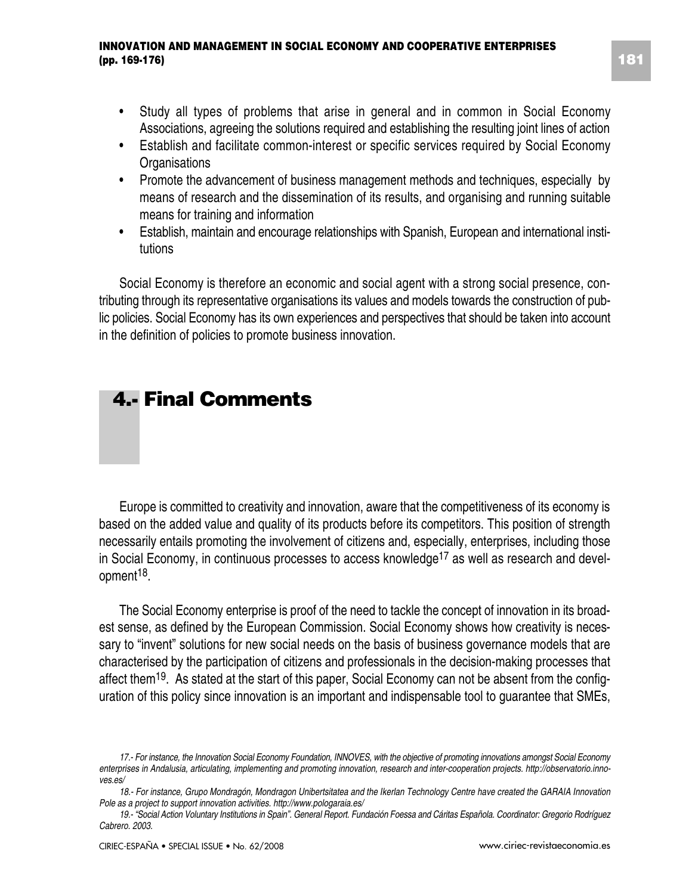- Study all types of problems that arise in general and in common in Social Economy Associations, agreeing the solutions required and establishing the resulting joint lines of action
- Establish and facilitate common-interest or specific services required by Social Economy Organisations
- Promote the advancement of business management methods and techniques, especially by means of research and the dissemination of its results, and organising and running suitable means for training and information
- Establish, maintain and encourage relationships with Spanish, European and international institutions

Social Economy is therefore an economic and social agent with a strong social presence, contributing through its representative organisations its values and models towards the construction of public policies. Social Economy has its own experiences and perspectives that should be taken into account in the definition of policies to promote business innovation.

## 4.- Final Comments

Europe is committed to creativity and innovation, aware that the competitiveness of its economy is based on the added value and quality of its products before its competitors. This position of strength necessarily entails promoting the involvement of citizens and, especially, enterprises, including those in Social Economy, in continuous processes to access knowledge[17] as well as research and development[18].

The Social Economy enterprise is proof of the need to tackle the concept of innovation in its broadest sense, as defined by the European Commission. Social Economy shows how creativity is necessary to "invent" solutions for new social needs on the basis of business governance models that are characterised by the participation of citizens and professionals in the decision-making processes that affect them[19]. As stated at the start of this paper, Social Economy can not be absent from the configuration of this policy since innovation is an important and indispensable tool to guarantee that SMEs,

*17.- For instance, the Innovation Social Economy Foundation, INNOVES, with the objective of promoting innovations amongst Social Economy enterprises in Andalusia, articulating, implementing and promoting innovation, research and inter-cooperation projects. http://observatorio.innoves.es/*

*18.- For instance, Grupo Mondragón, Mondragon Unibertsitatea and the Ikerlan Technology Centre have created the GARAIA Innovation Pole as a project to support innovation activities. http://www.pologaraia.es/*

*19.- "Social Action Voluntary Institutions in Spain". General Report. Fundación Foessa and Cáritas Española. Coordinator: Gregorio Rodríguez Cabrero. 2003.*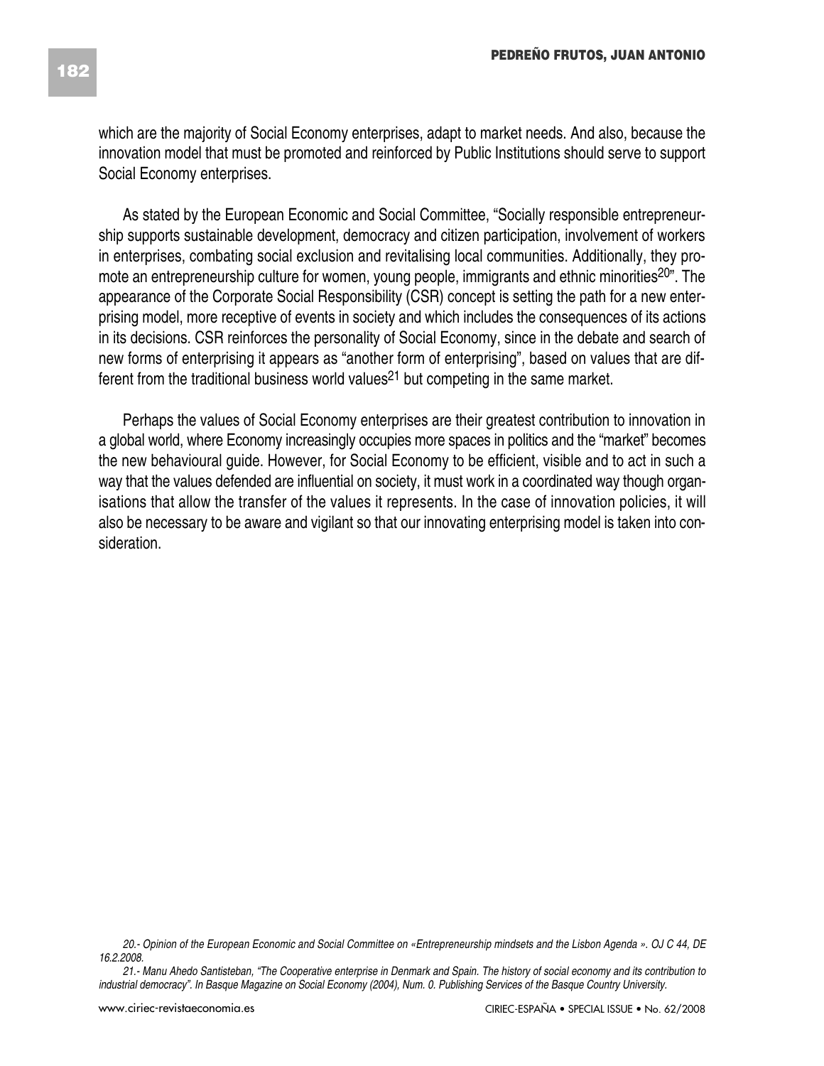which are the majority of Social Economy enterprises, adapt to market needs. And also, because the innovation model that must be promoted and reinforced by Public Institutions should serve to support Social Economy enterprises.

As stated by the European Economic and Social Committee, "Socially responsible entrepreneurship supports sustainable development, democracy and citizen participation, involvement of workers in enterprises, combating social exclusion and revitalising local communities. Additionally, they promote an entrepreneurship culture for women, young people, immigrants and ethnic minorities[20]". The appearance of the Corporate Social Responsibility (CSR) concept is setting the path for a new enterprising model, more receptive of events in society and which includes the consequences of its actions in its decisions. CSR reinforces the personality of Social Economy, since in the debate and search of new forms of enterprising it appears as "another form of enterprising", based on values that are different from the traditional business world values[21] but competing in the same market.

Perhaps the values of Social Economy enterprises are their greatest contribution to innovation in a global world, where Economy increasingly occupies more spaces in politics and the "market" becomes the new behavioural guide. However, for Social Economy to be efficient, visible and to act in such a way that the values defended are influential on society, it must work in a coordinated way though organisations that allow the transfer of the values it represents. In the case of innovation policies, it will also be necessary to be aware and vigilant so that our innovating enterprising model is taken into consideration.

*20.- Opinion of the European Economic and Social Committee on «Entrepreneurship mindsets and the Lisbon Agenda ». OJ C 44, DE 16.2.2008.*

*21.- Manu Ahedo Santisteban, "The Cooperative enterprise in Denmark and Spain. The history of social economy and its contribution to industrial democracy". In Basque Magazine on Social Economy (2004), Num. 0. Publishing Services of the Basque Country University.*